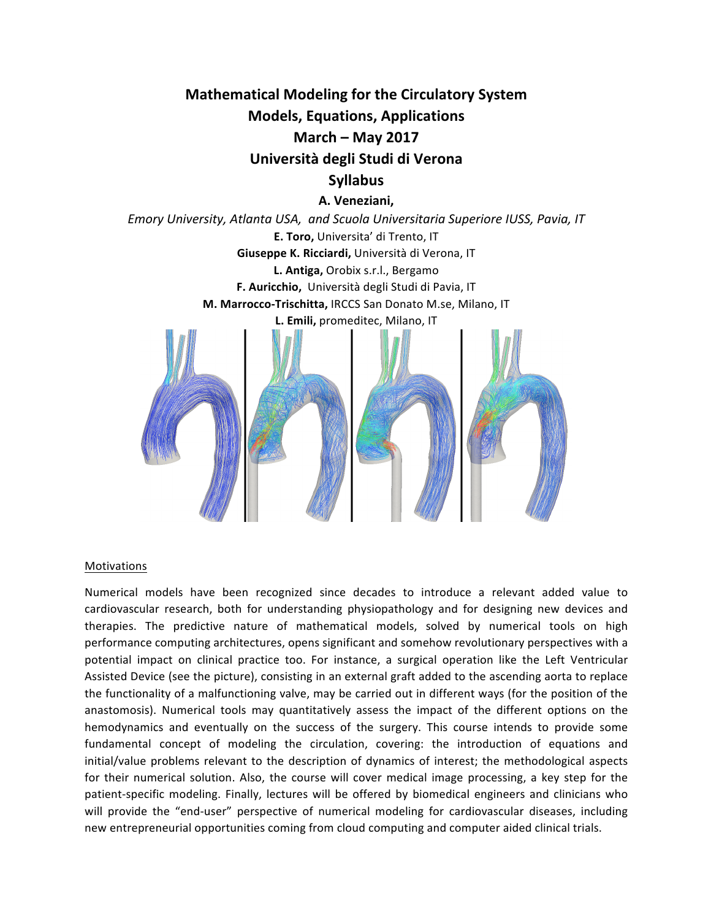# Mathematical Modeling for the Circulatory System

## Models, Equations, Applications

## March – May 2017

## Università degli Studi di Verona

## Syllabus

**A. Veneziani,**

*Emory University, Atlanta USA, and Scuola Universitaria Superiore IUSS, Pavia, IT*

**E. Toro,** Universita' di Trento, IT

**Giuseppe K. Ricciardi,** Università di Verona, IT

**L. Antiga,** Orobix s.r.l., Bergamo

**F. Auricchio,** Università degli Studi di Pavia, IT

**M. Marrocco-Trischitta,** IRCCS San Donato M.se, Milano, IT

**L. Emili,** promeditec, Milano, IT

### Motivations

Numerical models have been recognized since decades to introduce a relevant added value to cardiovascular research, both for understanding physiopathology and for designing new devices and therapies. The predictive nature of mathematical models, solved by numerical tools on high performance computing architectures, opens significant and somehow revolutionary perspectives with a potential impact on clinical practice too. For instance, a surgical operation like the Left Ventricular Assisted Device (see the picture), consisting in an external graft added to the ascending aorta to replace the functionality of a malfunctioning valve, may be carried out in different ways (for the position of the anastomosis). Numerical tools may quantitatively assess the impact of the different options on the hemodynamics and eventually on the success of the surgery. This course intends to provide some fundamental concept of modeling the circulation, covering: the introduction of equations and initial/value problems relevant to the description of dynamics of interest; the methodological aspects for their numerical solution. Also, the course will cover medical image processing, a key step for the patient-specific modeling. Finally, lectures will be offered by biomedical engineers and clinicians who will provide the "end-user" perspective of numerical modeling for cardiovascular diseases, including new entrepreneurial opportunities coming from cloud computing and computer aided clinical trials.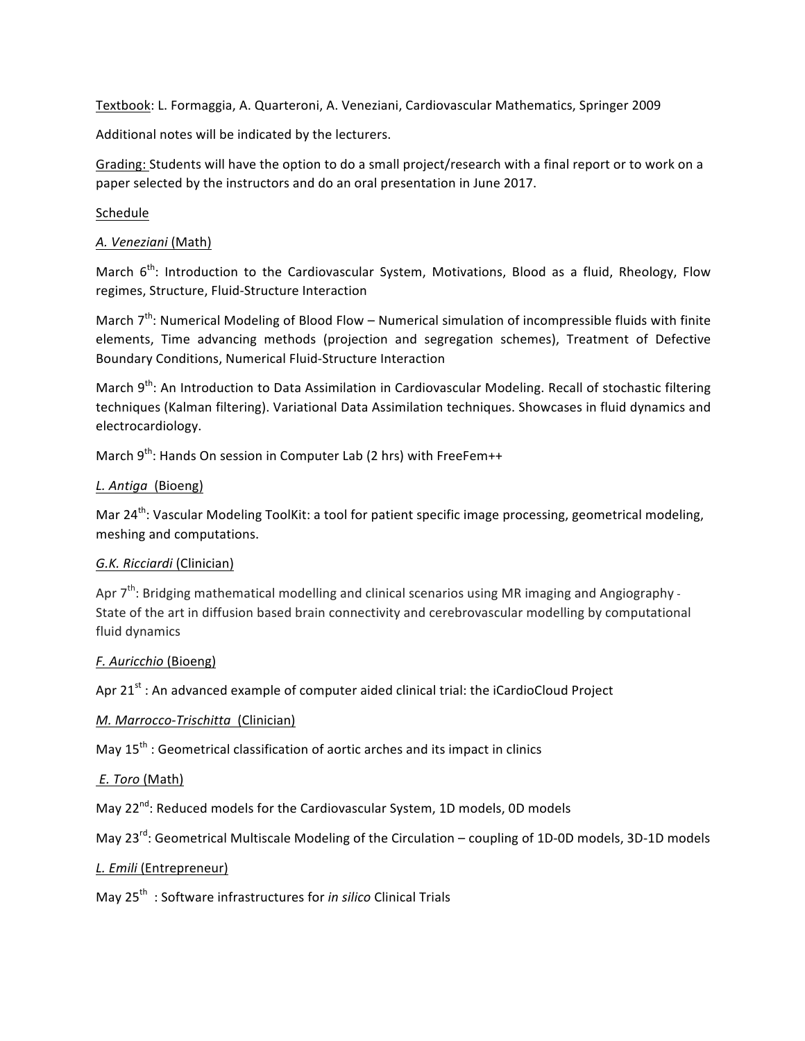<u>Textbook</u>: L. Formaggia, A. Quarteroni, A. Veneziani, Cardiovascular Mathematics, Springer 2009

Additional notes will be indicated by the lecturers.

<u>Grading:</u> Students will have the option to do a small project/research with a final report or to work on a paper selected by the instructors and do an oral presentation in June 2017.

<u>Schedule</u>

*<u>A. Veneziani</u>* <u>(Math)</u>

March 6th: Introduction to the Cardiovascular System, Motivations, Blood as a fluid, Rheology, Flow regimes, Structure, Fluid-Structure Interaction

March 7th: Numerical Modeling of Blood Flow – Numerical simulation of incompressible fluids with finite elements, Time advancing methods (projection and segregation schemes), Treatment of Defective Boundary Conditions, Numerical Fluid-Structure Interaction

March 9th: An Introduction to Data Assimilation in Cardiovascular Modeling. Recall of stochastic filtering techniques (Kalman filtering). Variational Data Assimilation techniques. Showcases in fluid dynamics and electrocardiology.

March 9th: Hands On session in Computer Lab (2 hrs) with FreeFem++

*<u>L. Antiga</u>* <u>(Bioeng)</u>

Mar 24th: Vascular Modeling ToolKit: a tool for patient specific image processing, geometrical modeling, meshing and computations.

*<u>G.K. Ricciardi</u>* <u>(Clinician)</u>

Apr 7th: Bridging mathematical modelling and clinical scenarios using MR imaging and Angiography - State of the art in diffusion based brain connectivity and cerebrovascular modelling by computational fluid dynamics

*<u>F. Auricchio</u>* <u>(Bioeng)</u>

Apr 21st : An advanced example of computer aided clinical trial: the iCardioCloud Project

*<u>M. Marrocco-Trischitta</u>* <u>(Clinician)</u>

May 15th : Geometrical classification of aortic arches and its impact in clinics

*<u>E. Toro</u>* <u>(Math)</u>

May 22nd: Reduced models for the Cardiovascular System, 1D models, 0D models

May 23rd: Geometrical Multiscale Modeling of the Circulation – coupling of 1D-0D models, 3D-1D models

*<u>L. Emili</u>* <u>(Entrepreneur)</u>

May 25th : Software infrastructures for *in silico* Clinical Trials